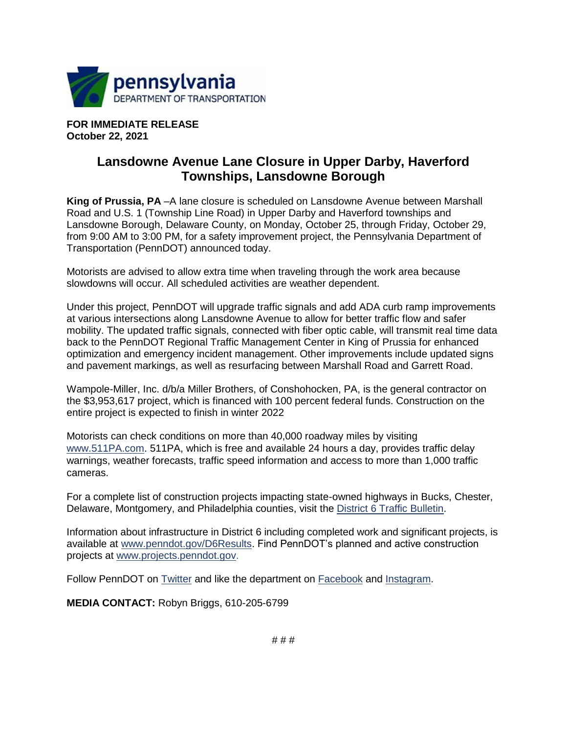pennsylvania
DEPARTMENT OF TRANSPORTATION

**FOR IMMEDIATE RELEASE**
**October 22, 2021**

# Lansdowne Avenue Lane Closure in Upper Darby, Haverford Townships, Lansdowne Borough

**King of Prussia, PA** –A lane closure is scheduled on Lansdowne Avenue between Marshall Road and U.S. 1 (Township Line Road) in Upper Darby and Haverford townships and Lansdowne Borough, Delaware County, on Monday, October 25, through Friday, October 29, from 9:00 AM to 3:00 PM, for a safety improvement project, the Pennsylvania Department of Transportation (PennDOT) announced today.

Motorists are advised to allow extra time when traveling through the work area because slowdowns will occur. All scheduled activities are weather dependent.

Under this project, PennDOT will upgrade traffic signals and add ADA curb ramp improvements at various intersections along Lansdowne Avenue to allow for better traffic flow and safer mobility. The updated traffic signals, connected with fiber optic cable, will transmit real time data back to the PennDOT Regional Traffic Management Center in King of Prussia for enhanced optimization and emergency incident management. Other improvements include updated signs and pavement markings, as well as resurfacing between Marshall Road and Garrett Road.

Wampole-Miller, Inc. d/b/a Miller Brothers, of Conshohocken, PA, is the general contractor on the $3,953,617 project, which is financed with 100 percent federal funds. Construction on the entire project is expected to finish in winter 2022

Motorists can check conditions on more than 40,000 roadway miles by visiting www.511PA.com. 511PA, which is free and available 24 hours a day, provides traffic delay warnings, weather forecasts, traffic speed information and access to more than 1,000 traffic cameras.

For a complete list of construction projects impacting state-owned highways in Bucks, Chester, Delaware, Montgomery, and Philadelphia counties, visit the District 6 Traffic Bulletin.

Information about infrastructure in District 6 including completed work and significant projects, is available at www.penndot.gov/D6Results. Find PennDOT's planned and active construction projects at www.projects.penndot.gov.

Follow PennDOT on Twitter and like the department on Facebook and Instagram.

**MEDIA CONTACT:** Robyn Briggs, 610-205-6799

# # #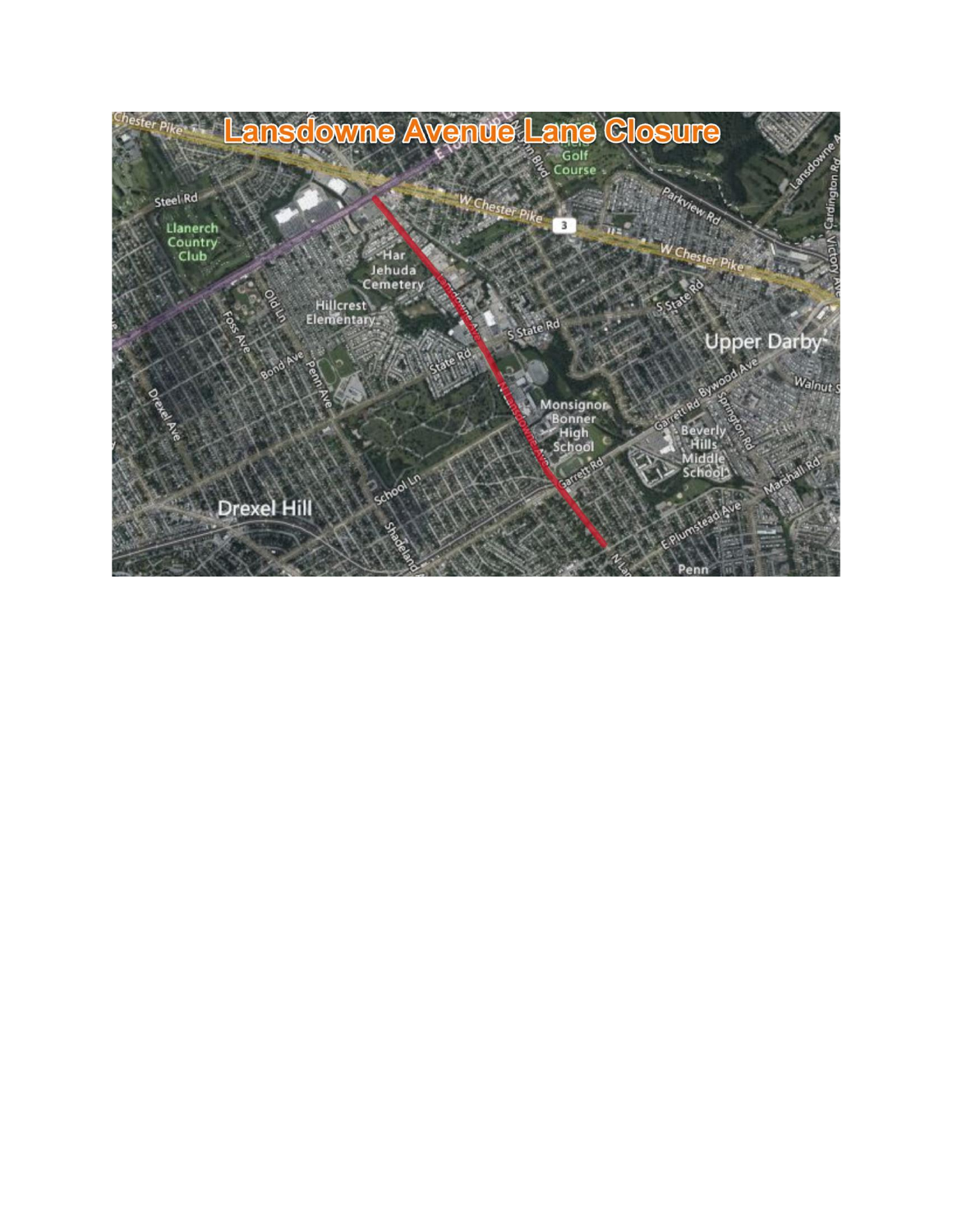# Lansdowne Avenue Lane Closure

Chester Pike
Steel Rd
Llanerch Country Club
Golf Course
W Chester Pike
3
Parkview Rd
Lansdowne Ave
Cardington Rd
Victory Ave
Har Jehuda Cemetery
Hillcrest Elementary
Old Ln
Foss Ave
Bond Ave
Penn Ave
Lansdowne Ave
S State Rd
State Rd
Upper Darby
Walnut St
Bywood Ave
Drexel Ave
N Lansdowne Ave
Monsignor Bonner High School
Garrett Rd
Springton Rd
Beverly Hills Middle School
Marshall Rd
School Ln
Drexel Hill
Shadeland Ave
E Plumstead Ave
Penn